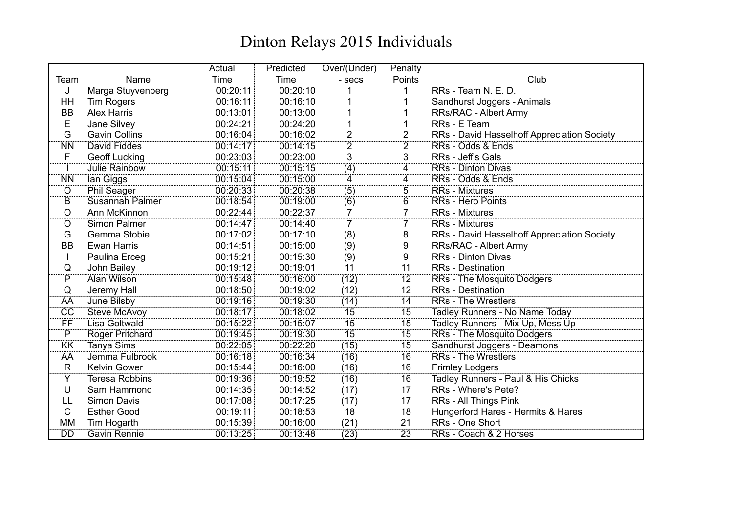# Dinton Relays 2015 Individuals

| Team | Name | Actual Time | Predicted Time | Over/(Under) - secs | Penalty Points | Club |
|---|---|---|---|---|---|---|
| J | Marga Stuyvenberg | 00:20:11 | 00:20:10 | 1 | 1 | RRs - Team N. E. D. |
| HH | Tim Rogers | 00:16:11 | 00:16:10 | 1 | 1 | Sandhurst Joggers - Animals |
| BB | Alex Harris | 00:13:01 | 00:13:00 | 1 | 1 | RRs/RAC - Albert Army |
| E | Jane Silvey | 00:24:21 | 00:24:20 | 1 | 1 | RRs - E Team |
| G | Gavin Collins | 00:16:04 | 00:16:02 | 2 | 2 | RRs - David Hasselhoff Appreciation Society |
| NN | David Fiddes | 00:14:17 | 00:14:15 | 2 | 2 | RRs - Odds & Ends |
| F | Geoff Lucking | 00:23:03 | 00:23:00 | 3 | 3 | RRs - Jeff's Gals |
| I | Julie Rainbow | 00:15:11 | 00:15:15 | (4) | 4 | RRs - Dinton Divas |
| NN | Ian Giggs | 00:15:04 | 00:15:00 | 4 | 4 | RRs - Odds & Ends |
| O | Phil Seager | 00:20:33 | 00:20:38 | (5) | 5 | RRs - Mixtures |
| B | Susannah Palmer | 00:18:54 | 00:19:00 | (6) | 6 | RRs - Hero Points |
| O | Ann McKinnon | 00:22:44 | 00:22:37 | 7 | 7 | RRs - Mixtures |
| O | Simon Palmer | 00:14:47 | 00:14:40 | 7 | 7 | RRs - Mixtures |
| G | Gemma Stobie | 00:17:02 | 00:17:10 | (8) | 8 | RRs - David Hasselhoff Appreciation Society |
| BB | Ewan Harris | 00:14:51 | 00:15:00 | (9) | 9 | RRs/RAC - Albert Army |
| I | Paulina Erceg | 00:15:21 | 00:15:30 | (9) | 9 | RRs - Dinton Divas |
| Q | John Bailey | 00:19:12 | 00:19:01 | 11 | 11 | RRs - Destination |
| P | Alan Wilson | 00:15:48 | 00:16:00 | (12) | 12 | RRs - The Mosquito Dodgers |
| Q | Jeremy Hall | 00:18:50 | 00:19:02 | (12) | 12 | RRs - Destination |
| AA | June Bilsby | 00:19:16 | 00:19:30 | (14) | 14 | RRs - The Wrestlers |
| CC | Steve McAvoy | 00:18:17 | 00:18:02 | 15 | 15 | Tadley Runners - No Name Today |
| FF | Lisa Goltwald | 00:15:22 | 00:15:07 | 15 | 15 | Tadley Runners - Mix Up, Mess Up |
| P | Roger Pritchard | 00:19:45 | 00:19:30 | 15 | 15 | RRs - The Mosquito Dodgers |
| KK | Tanya Sims | 00:22:05 | 00:22:20 | (15) | 15 | Sandhurst Joggers - Deamons |
| AA | Jemma Fulbrook | 00:16:18 | 00:16:34 | (16) | 16 | RRs - The Wrestlers |
| R | Kelvin Gower | 00:15:44 | 00:16:00 | (16) | 16 | Frimley Lodgers |
| Y | Teresa Robbins | 00:19:36 | 00:19:52 | (16) | 16 | Tadley Runners - Paul & His Chicks |
| U | Sam Hammond | 00:14:35 | 00:14:52 | (17) | 17 | RRs - Where's Pete? |
| LL | Simon Davis | 00:17:08 | 00:17:25 | (17) | 17 | RRs - All Things Pink |
| C | Esther Good | 00:19:11 | 00:18:53 | 18 | 18 | Hungerford Hares - Hermits & Hares |
| MM | Tim Hogarth | 00:15:39 | 00:16:00 | (21) | 21 | RRs - One Short |
| DD | Gavin Rennie | 00:13:25 | 00:13:48 | (23) | 23 | RRs - Coach & 2 Horses |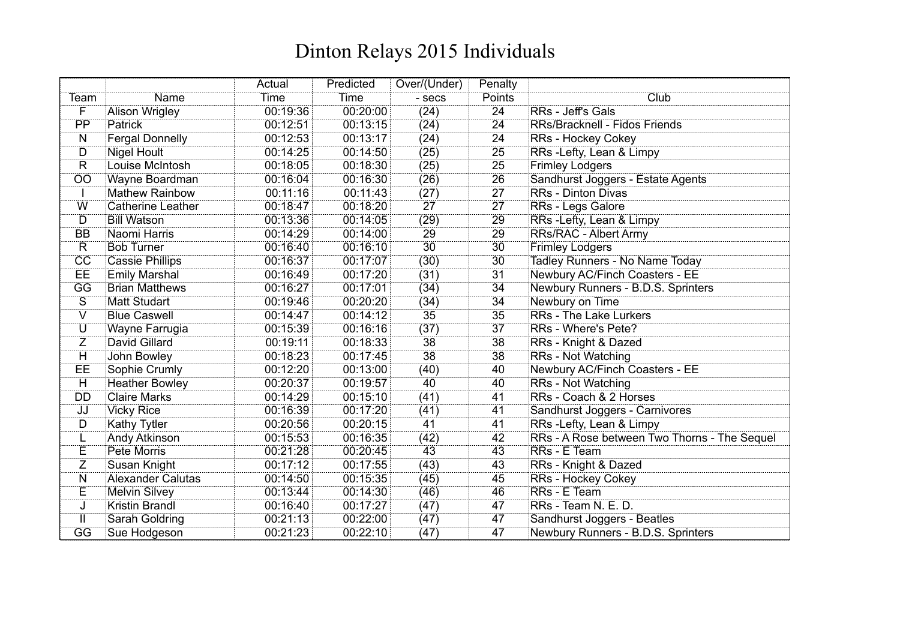# Dinton Relays 2015 Individuals

| Team | Name | Actual Time | Predicted Time | Over/(Under) - secs | Penalty Points | Club |
|---|---|---|---|---|---|---|
| F | Alison Wrigley | 00:19:36 | 00:20:00 | (24) | 24 | RRs - Jeff's Gals |
| PP | Patrick | 00:12:51 | 00:13:15 | (24) | 24 | RRs/Bracknell - Fidos Friends |
| N | Fergal Donnelly | 00:12:53 | 00:13:17 | (24) | 24 | RRs - Hockey Cokey |
| D | Nigel Hoult | 00:14:25 | 00:14:50 | (25) | 25 | RRs -Lefty, Lean & Limpy |
| R | Louise McIntosh | 00:18:05 | 00:18:30 | (25) | 25 | Frimley Lodgers |
| OO | Wayne Boardman | 00:16:04 | 00:16:30 | (26) | 26 | Sandhurst Joggers - Estate Agents |
| I | Mathew Rainbow | 00:11:16 | 00:11:43 | (27) | 27 | RRs - Dinton Divas |
| W | Catherine Leather | 00:18:47 | 00:18:20 | 27 | 27 | RRs - Legs Galore |
| D | Bill Watson | 00:13:36 | 00:14:05 | (29) | 29 | RRs -Lefty, Lean & Limpy |
| BB | Naomi Harris | 00:14:29 | 00:14:00 | 29 | 29 | RRs/RAC - Albert Army |
| R | Bob Turner | 00:16:40 | 00:16:10 | 30 | 30 | Frimley Lodgers |
| CC | Cassie Phillips | 00:16:37 | 00:17:07 | (30) | 30 | Tadley Runners - No Name Today |
| EE | Emily Marshal | 00:16:49 | 00:17:20 | (31) | 31 | Newbury AC/Finch Coasters - EE |
| GG | Brian Matthews | 00:16:27 | 00:17:01 | (34) | 34 | Newbury Runners - B.D.S. Sprinters |
| S | Matt Studart | 00:19:46 | 00:20:20 | (34) | 34 | Newbury on Time |
| V | Blue Caswell | 00:14:47 | 00:14:12 | 35 | 35 | RRs - The Lake Lurkers |
| U | Wayne Farrugia | 00:15:39 | 00:16:16 | (37) | 37 | RRs - Where's Pete? |
| Z | David Gillard | 00:19:11 | 00:18:33 | 38 | 38 | RRs - Knight & Dazed |
| H | John Bowley | 00:18:23 | 00:17:45 | 38 | 38 | RRs - Not Watching |
| EE | Sophie Crumly | 00:12:20 | 00:13:00 | (40) | 40 | Newbury AC/Finch Coasters - EE |
| H | Heather Bowley | 00:20:37 | 00:19:57 | 40 | 40 | RRs - Not Watching |
| DD | Claire Marks | 00:14:29 | 00:15:10 | (41) | 41 | RRs - Coach & 2 Horses |
| JJ | Vicky Rice | 00:16:39 | 00:17:20 | (41) | 41 | Sandhurst Joggers - Carnivores |
| D | Kathy Tytler | 00:20:56 | 00:20:15 | 41 | 41 | RRs -Lefty, Lean & Limpy |
| L | Andy Atkinson | 00:15:53 | 00:16:35 | (42) | 42 | RRs - A Rose between Two Thorns - The Sequel |
| E | Pete Morris | 00:21:28 | 00:20:45 | 43 | 43 | RRs - E Team |
| Z | Susan Knight | 00:17:12 | 00:17:55 | (43) | 43 | RRs - Knight & Dazed |
| N | Alexander Calutas | 00:14:50 | 00:15:35 | (45) | 45 | RRs - Hockey Cokey |
| E | Melvin Silvey | 00:13:44 | 00:14:30 | (46) | 46 | RRs - E Team |
| J | Kristin Brandl | 00:16:40 | 00:17:27 | (47) | 47 | RRs - Team N. E. D. |
| II | Sarah Goldring | 00:21:13 | 00:22:00 | (47) | 47 | Sandhurst Joggers - Beatles |
| GG | Sue Hodgeson | 00:21:23 | 00:22:10 | (47) | 47 | Newbury Runners - B.D.S. Sprinters |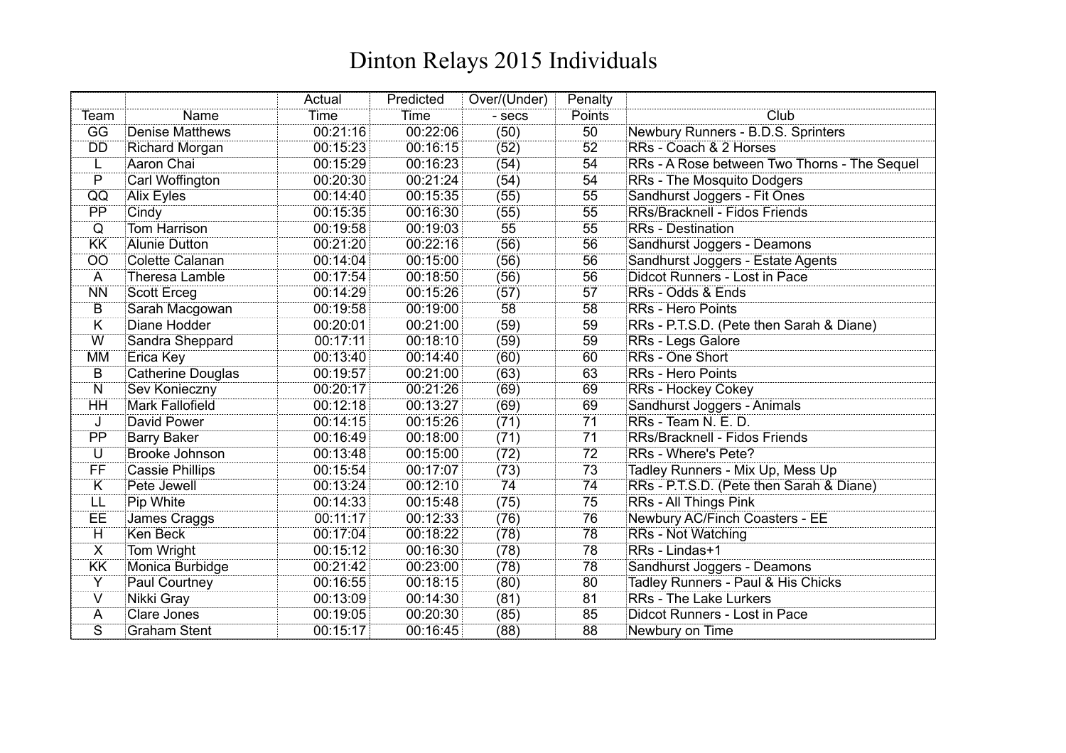# Dinton Relays 2015 Individuals

| Team | Name | Actual Time | Predicted Time | Over/(Under) - secs | Penalty Points | Club |
|---|---|---|---|---|---|---|
| GG | Denise Matthews | 00:21:16 | 00:22:06 | (50) | 50 | Newbury Runners - B.D.S. Sprinters |
| DD | Richard Morgan | 00:15:23 | 00:16:15 | (52) | 52 | RRs - Coach & 2 Horses |
| L | Aaron Chai | 00:15:29 | 00:16:23 | (54) | 54 | RRs - A Rose between Two Thorns - The Sequel |
| P | Carl Woffington | 00:20:30 | 00:21:24 | (54) | 54 | RRs - The Mosquito Dodgers |
| QQ | Alix Eyles | 00:14:40 | 00:15:35 | (55) | 55 | Sandhurst Joggers - Fit Ones |
| PP | Cindy | 00:15:35 | 00:16:30 | (55) | 55 | RRs/Bracknell - Fidos Friends |
| Q | Tom Harrison | 00:19:58 | 00:19:03 | 55 | 55 | RRs - Destination |
| KK | Alunie Dutton | 00:21:20 | 00:22:16 | (56) | 56 | Sandhurst Joggers - Deamons |
| OO | Colette Calanan | 00:14:04 | 00:15:00 | (56) | 56 | Sandhurst Joggers - Estate Agents |
| A | Theresa Lamble | 00:17:54 | 00:18:50 | (56) | 56 | Didcot Runners - Lost in Pace |
| NN | Scott Erceg | 00:14:29 | 00:15:26 | (57) | 57 | RRs - Odds & Ends |
| B | Sarah Macgowan | 00:19:58 | 00:19:00 | 58 | 58 | RRs - Hero Points |
| K | Diane Hodder | 00:20:01 | 00:21:00 | (59) | 59 | RRs - P.T.S.D. (Pete then Sarah & Diane) |
| W | Sandra Sheppard | 00:17:11 | 00:18:10 | (59) | 59 | RRs - Legs Galore |
| MM | Erica Key | 00:13:40 | 00:14:40 | (60) | 60 | RRs - One Short |
| B | Catherine Douglas | 00:19:57 | 00:21:00 | (63) | 63 | RRs - Hero Points |
| N | Sev Konieczny | 00:20:17 | 00:21:26 | (69) | 69 | RRs - Hockey Cokey |
| HH | Mark Fallofield | 00:12:18 | 00:13:27 | (69) | 69 | Sandhurst Joggers - Animals |
| J | David Power | 00:14:15 | 00:15:26 | (71) | 71 | RRs - Team N. E. D. |
| PP | Barry Baker | 00:16:49 | 00:18:00 | (71) | 71 | RRs/Bracknell - Fidos Friends |
| U | Brooke Johnson | 00:13:48 | 00:15:00 | (72) | 72 | RRs - Where's Pete? |
| FF | Cassie Phillips | 00:15:54 | 00:17:07 | (73) | 73 | Tadley Runners - Mix Up, Mess Up |
| K | Pete Jewell | 00:13:24 | 00:12:10 | 74 | 74 | RRs - P.T.S.D. (Pete then Sarah & Diane) |
| LL | Pip White | 00:14:33 | 00:15:48 | (75) | 75 | RRs - All Things Pink |
| EE | James Craggs | 00:11:17 | 00:12:33 | (76) | 76 | Newbury AC/Finch Coasters - EE |
| H | Ken Beck | 00:17:04 | 00:18:22 | (78) | 78 | RRs - Not Watching |
| X | Tom Wright | 00:15:12 | 00:16:30 | (78) | 78 | RRs - Lindas+1 |
| KK | Monica Burbidge | 00:21:42 | 00:23:00 | (78) | 78 | Sandhurst Joggers - Deamons |
| Y | Paul Courtney | 00:16:55 | 00:18:15 | (80) | 80 | Tadley Runners - Paul & His Chicks |
| V | Nikki Gray | 00:13:09 | 00:14:30 | (81) | 81 | RRs - The Lake Lurkers |
| A | Clare Jones | 00:19:05 | 00:20:30 | (85) | 85 | Didcot Runners - Lost in Pace |
| S | Graham Stent | 00:15:17 | 00:16:45 | (88) | 88 | Newbury on Time |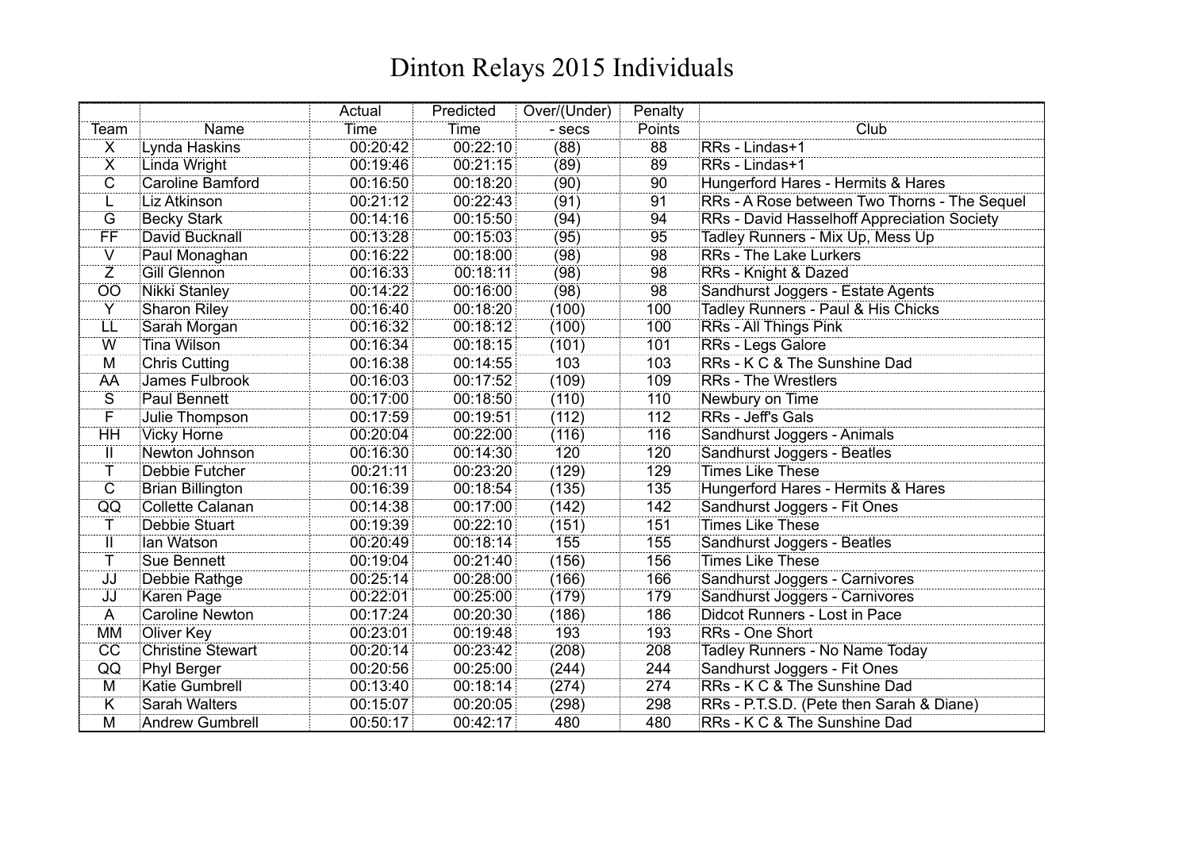# Dinton Relays 2015 Individuals

| Team | Name | Actual Time | Predicted Time | Over/(Under) - secs | Penalty Points | Club |
|---|---|---|---|---|---|---|
| X | Lynda Haskins | 00:20:42 | 00:22:10 | (88) | 88 | RRs - Lindas+1 |
| X | Linda Wright | 00:19:46 | 00:21:15 | (89) | 89 | RRs - Lindas+1 |
| C | Caroline Bamford | 00:16:50 | 00:18:20 | (90) | 90 | Hungerford Hares - Hermits & Hares |
| L | Liz Atkinson | 00:21:12 | 00:22:43 | (91) | 91 | RRs - A Rose between Two Thorns - The Sequel |
| G | Becky Stark | 00:14:16 | 00:15:50 | (94) | 94 | RRs - David Hasselhoff Appreciation Society |
| FF | David Bucknall | 00:13:28 | 00:15:03 | (95) | 95 | Tadley Runners - Mix Up, Mess Up |
| V | Paul Monaghan | 00:16:22 | 00:18:00 | (98) | 98 | RRs - The Lake Lurkers |
| Z | Gill Glennon | 00:16:33 | 00:18:11 | (98) | 98 | RRs - Knight & Dazed |
| OO | Nikki Stanley | 00:14:22 | 00:16:00 | (98) | 98 | Sandhurst Joggers - Estate Agents |
| Y | Sharon Riley | 00:16:40 | 00:18:20 | (100) | 100 | Tadley Runners - Paul & His Chicks |
| LL | Sarah Morgan | 00:16:32 | 00:18:12 | (100) | 100 | RRs - All Things Pink |
| W | Tina Wilson | 00:16:34 | 00:18:15 | (101) | 101 | RRs - Legs Galore |
| M | Chris Cutting | 00:16:38 | 00:14:55 | 103 | 103 | RRs - K C & The Sunshine Dad |
| AA | James Fulbrook | 00:16:03 | 00:17:52 | (109) | 109 | RRs - The Wrestlers |
| S | Paul Bennett | 00:17:00 | 00:18:50 | (110) | 110 | Newbury on Time |
| F | Julie Thompson | 00:17:59 | 00:19:51 | (112) | 112 | RRs - Jeff's Gals |
| HH | Vicky Horne | 00:20:04 | 00:22:00 | (116) | 116 | Sandhurst Joggers - Animals |
| II | Newton Johnson | 00:16:30 | 00:14:30 | 120 | 120 | Sandhurst Joggers - Beatles |
| T | Debbie Futcher | 00:21:11 | 00:23:20 | (129) | 129 | Times Like These |
| C | Brian Billington | 00:16:39 | 00:18:54 | (135) | 135 | Hungerford Hares - Hermits & Hares |
| QQ | Collette Calanan | 00:14:38 | 00:17:00 | (142) | 142 | Sandhurst Joggers - Fit Ones |
| T | Debbie Stuart | 00:19:39 | 00:22:10 | (151) | 151 | Times Like These |
| II | Ian Watson | 00:20:49 | 00:18:14 | 155 | 155 | Sandhurst Joggers - Beatles |
| T | Sue Bennett | 00:19:04 | 00:21:40 | (156) | 156 | Times Like These |
| JJ | Debbie Rathge | 00:25:14 | 00:28:00 | (166) | 166 | Sandhurst Joggers - Carnivores |
| JJ | Karen Page | 00:22:01 | 00:25:00 | (179) | 179 | Sandhurst Joggers - Carnivores |
| A | Caroline Newton | 00:17:24 | 00:20:30 | (186) | 186 | Didcot Runners - Lost in Pace |
| MM | Oliver Key | 00:23:01 | 00:19:48 | 193 | 193 | RRs - One Short |
| CC | Christine Stewart | 00:20:14 | 00:23:42 | (208) | 208 | Tadley Runners - No Name Today |
| QQ | Phyl Berger | 00:20:56 | 00:25:00 | (244) | 244 | Sandhurst Joggers - Fit Ones |
| M | Katie Gumbrell | 00:13:40 | 00:18:14 | (274) | 274 | RRs - K C & The Sunshine Dad |
| K | Sarah Walters | 00:15:07 | 00:20:05 | (298) | 298 | RRs - P.T.S.D. (Pete then Sarah & Diane) |
| M | Andrew Gumbrell | 00:50:17 | 00:42:17 | 480 | 480 | RRs - K C & The Sunshine Dad |